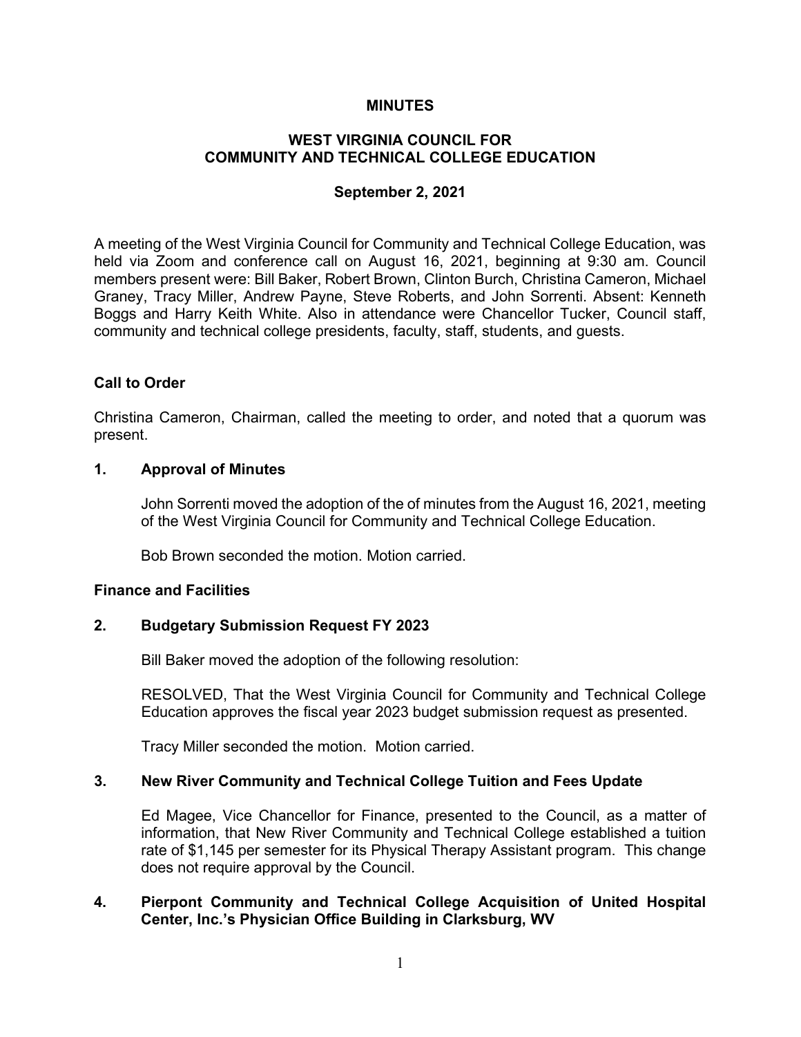**MINUTES**

**WEST VIRGINIA COUNCIL FOR COMMUNITY AND TECHNICAL COLLEGE EDUCATION**

**September 2, 2021**

A meeting of the West Virginia Council for Community and Technical College Education, was held via Zoom and conference call on August 16, 2021, beginning at 9:30 am. Council members present were: Bill Baker, Robert Brown, Clinton Burch, Christina Cameron, Michael Graney, Tracy Miller, Andrew Payne, Steve Roberts, and John Sorrenti. Absent: Kenneth Boggs and Harry Keith White. Also in attendance were Chancellor Tucker, Council staff, community and technical college presidents, faculty, staff, students, and guests.

### Call to Order

Christina Cameron, Chairman, called the meeting to order, and noted that a quorum was present.

### 1. Approval of Minutes

John Sorrenti moved the adoption of the of minutes from the August 16, 2021, meeting of the West Virginia Council for Community and Technical College Education.

Bob Brown seconded the motion. Motion carried.

### Finance and Facilities

### 2. Budgetary Submission Request FY 2023

Bill Baker moved the adoption of the following resolution:

RESOLVED, That the West Virginia Council for Community and Technical College Education approves the fiscal year 2023 budget submission request as presented.

Tracy Miller seconded the motion. Motion carried.

### 3. New River Community and Technical College Tuition and Fees Update

Ed Magee, Vice Chancellor for Finance, presented to the Council, as a matter of information, that New River Community and Technical College established a tuition rate of $1,145 per semester for its Physical Therapy Assistant program. This change does not require approval by the Council.

### 4. Pierpont Community and Technical College Acquisition of United Hospital Center, Inc.'s Physician Office Building in Clarksburg, WV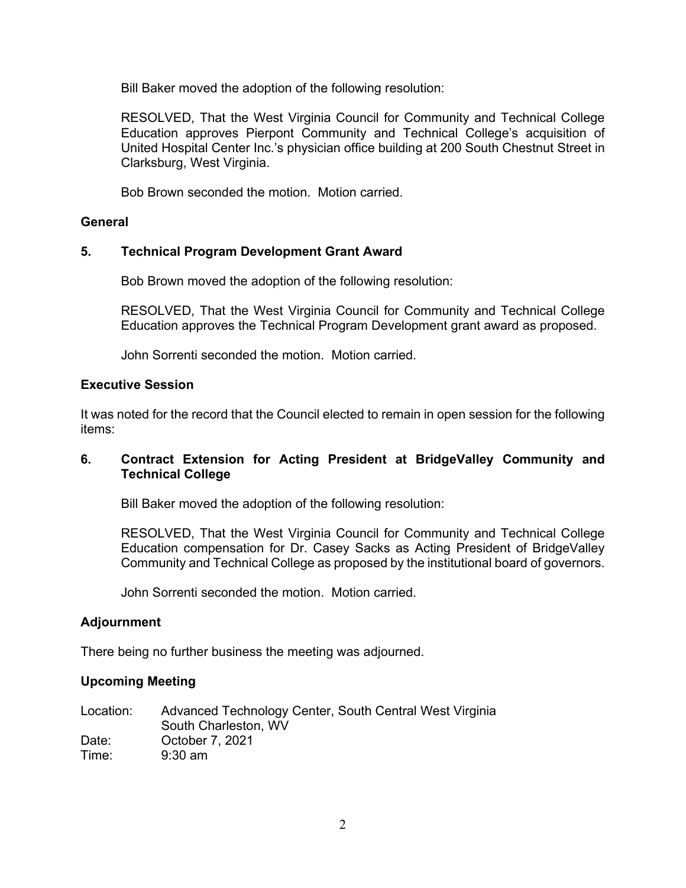Bill Baker moved the adoption of the following resolution:

RESOLVED, That the West Virginia Council for Community and Technical College Education approves Pierpont Community and Technical College's acquisition of United Hospital Center Inc.'s physician office building at 200 South Chestnut Street in Clarksburg, West Virginia.

Bob Brown seconded the motion. Motion carried.

**General**

**5. Technical Program Development Grant Award**

Bob Brown moved the adoption of the following resolution:

RESOLVED, That the West Virginia Council for Community and Technical College Education approves the Technical Program Development grant award as proposed.

John Sorrenti seconded the motion. Motion carried.

**Executive Session**

It was noted for the record that the Council elected to remain in open session for the following items:

**6. Contract Extension for Acting President at BridgeValley Community and Technical College**

Bill Baker moved the adoption of the following resolution:

RESOLVED, That the West Virginia Council for Community and Technical College Education compensation for Dr. Casey Sacks as Acting President of BridgeValley Community and Technical College as proposed by the institutional board of governors.

John Sorrenti seconded the motion. Motion carried.

**Adjournment**

There being no further business the meeting was adjourned.

**Upcoming Meeting**

Location: Advanced Technology Center, South Central West Virginia
South Charleston, WV
Date: October 7, 2021
Time: 9:30 am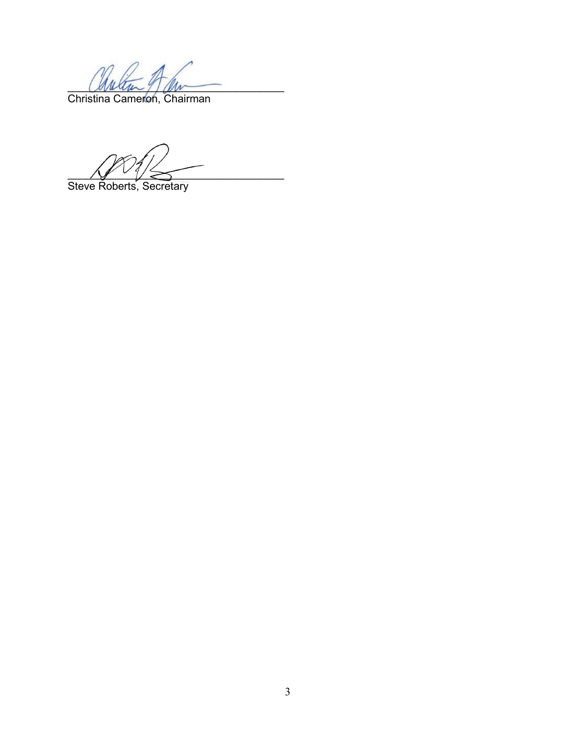\_\_\_\_\_\_\_\_\_\_\_\_\_\_\_\_\_\_\_\_\_\_\_\_\_\_\_\_\_\_\_\_\_\_\_\_\_\_\_

Christina Cameron, Chairman

\_\_\_\_\_\_\_\_\_\_\_\_\_\_\_\_\_\_\_\_\_\_\_\_\_\_\_\_\_\_\_\_\_\_\_\_\_\_\_

Steve Roberts, Secretary